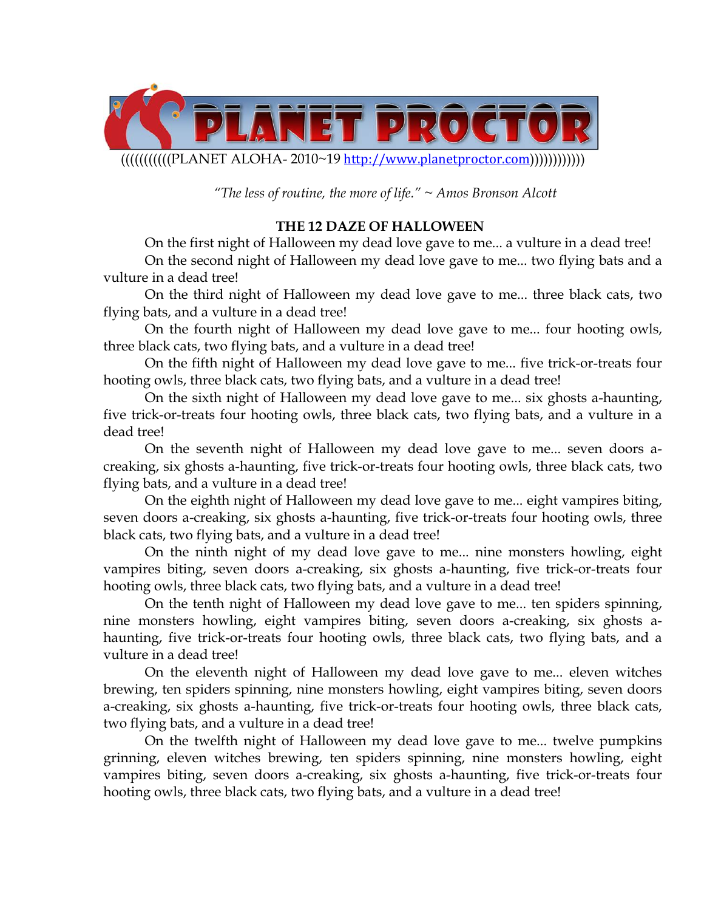**PLANET PROCTOR**

((((((((((PLANET ALOHA- 2010~19 [http://www.planetproctor.com](http://www.planetproctor.com))))))))))))

*"The less of routine, the more of life." ~ Amos Bronson Alcott*

**THE 12 DAZE OF HALLOWEEN**

On the first night of Halloween my dead love gave to me... a vulture in a dead tree!

On the second night of Halloween my dead love gave to me... two flying bats and a vulture in a dead tree!

On the third night of Halloween my dead love gave to me... three black cats, two flying bats, and a vulture in a dead tree!

On the fourth night of Halloween my dead love gave to me... four hooting owls, three black cats, two flying bats, and a vulture in a dead tree!

On the fifth night of Halloween my dead love gave to me... five trick-or-treats four hooting owls, three black cats, two flying bats, and a vulture in a dead tree!

On the sixth night of Halloween my dead love gave to me... six ghosts a-haunting, five trick-or-treats four hooting owls, three black cats, two flying bats, and a vulture in a dead tree!

On the seventh night of Halloween my dead love gave to me... seven doors a-creaking, six ghosts a-haunting, five trick-or-treats four hooting owls, three black cats, two flying bats, and a vulture in a dead tree!

On the eighth night of Halloween my dead love gave to me... eight vampires biting, seven doors a-creaking, six ghosts a-haunting, five trick-or-treats four hooting owls, three black cats, two flying bats, and a vulture in a dead tree!

On the ninth night of my dead love gave to me... nine monsters howling, eight vampires biting, seven doors a-creaking, six ghosts a-haunting, five trick-or-treats four hooting owls, three black cats, two flying bats, and a vulture in a dead tree!

On the tenth night of Halloween my dead love gave to me... ten spiders spinning, nine monsters howling, eight vampires biting, seven doors a-creaking, six ghosts a-haunting, five trick-or-treats four hooting owls, three black cats, two flying bats, and a vulture in a dead tree!

On the eleventh night of Halloween my dead love gave to me... eleven witches brewing, ten spiders spinning, nine monsters howling, eight vampires biting, seven doors a-creaking, six ghosts a-haunting, five trick-or-treats four hooting owls, three black cats, two flying bats, and a vulture in a dead tree!

On the twelfth night of Halloween my dead love gave to me... twelve pumpkins grinning, eleven witches brewing, ten spiders spinning, nine monsters howling, eight vampires biting, seven doors a-creaking, six ghosts a-haunting, five trick-or-treats four hooting owls, three black cats, two flying bats, and a vulture in a dead tree!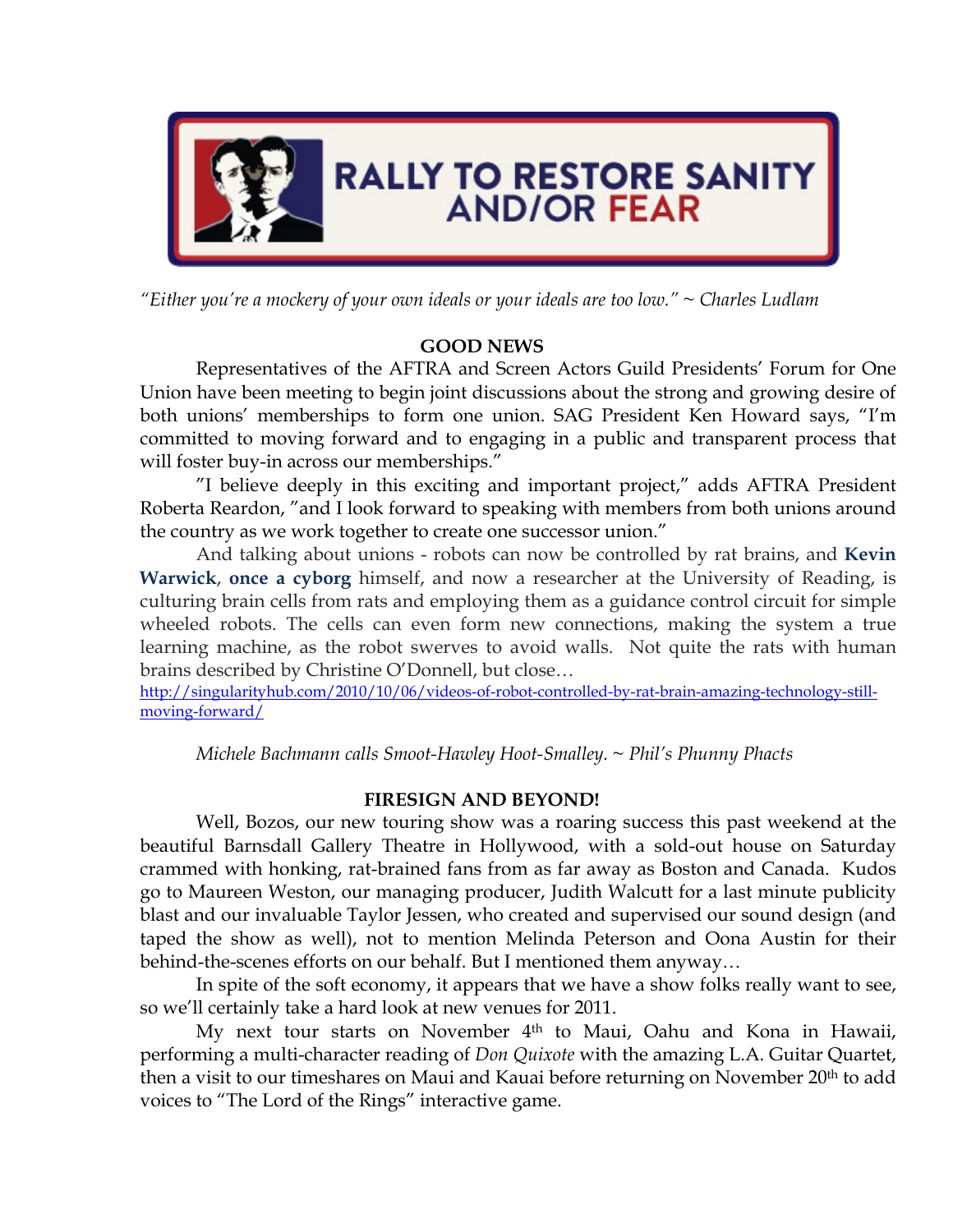RALLY TO RESTORE SANITY AND/OR FEAR

*"Either you're a mockery of your own ideals or your ideals are too low." ~ Charles Ludlam*

**GOOD NEWS**

Representatives of the AFTRA and Screen Actors Guild Presidents' Forum for One Union have been meeting to begin joint discussions about the strong and growing desire of both unions' memberships to form one union. SAG President Ken Howard says, "I'm committed to moving forward and to engaging in a public and transparent process that will foster buy-in across our memberships."

"I believe deeply in this exciting and important project," adds AFTRA President Roberta Reardon, "and I look forward to speaking with members from both unions around the country as we work together to create one successor union."

And talking about unions - robots can now be controlled by rat brains, and **Kevin Warwick, once a cyborg** himself, and now a researcher at the University of Reading, is culturing brain cells from rats and employing them as a guidance control circuit for simple wheeled robots. The cells can even form new connections, making the system a true learning machine, as the robot swerves to avoid walls. Not quite the rats with human brains described by Christine O'Donnell, but close…
http://singularityhub.com/2010/10/06/videos-of-robot-controlled-by-rat-brain-amazing-technology-still-moving-forward/

*Michele Bachmann calls Smoot-Hawley Hoot-Smalley. ~ Phil's Phunny Phacts*

**FIRESIGN AND BEYOND!**

Well, Bozos, our new touring show was a roaring success this past weekend at the beautiful Barnsdall Gallery Theatre in Hollywood, with a sold-out house on Saturday crammed with honking, rat-brained fans from as far away as Boston and Canada. Kudos go to Maureen Weston, our managing producer, Judith Walcutt for a last minute publicity blast and our invaluable Taylor Jessen, who created and supervised our sound design (and taped the show as well), not to mention Melinda Peterson and Oona Austin for their behind-the-scenes efforts on our behalf. But I mentioned them anyway…

In spite of the soft economy, it appears that we have a show folks really want to see, so we'll certainly take a hard look at new venues for 2011.

My next tour starts on November 4th to Maui, Oahu and Kona in Hawaii, performing a multi-character reading of *Don Quixote* with the amazing L.A. Guitar Quartet, then a visit to our timeshares on Maui and Kauai before returning on November 20th to add voices to "The Lord of the Rings" interactive game.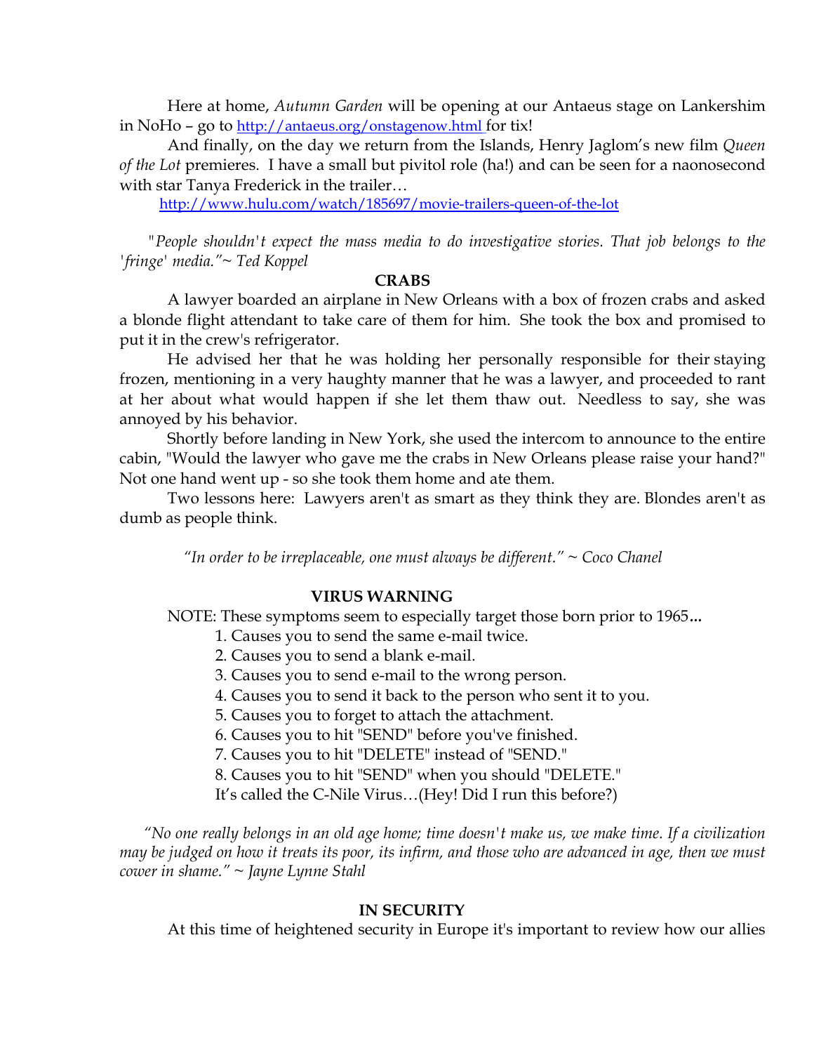Here at home, *Autumn Garden* will be opening at our Antaeus stage on Lankershim in NoHo – go to http://antaeus.org/onstagenow.html for tix!

And finally, on the day we return from the Islands, Henry Jaglom's new film *Queen of the Lot* premieres. I have a small but pivitol role (ha!) and can be seen for a naonosecond with star Tanya Frederick in the trailer…

http://www.hulu.com/watch/185697/movie-trailers-queen-of-the-lot

*"People shouldn't expect the mass media to do investigative stories. That job belongs to the 'fringe' media."~ Ted Koppel*

**CRABS**

A lawyer boarded an airplane in New Orleans with a box of frozen crabs and asked a blonde flight attendant to take care of them for him. She took the box and promised to put it in the crew's refrigerator.

He advised her that he was holding her personally responsible for their staying frozen, mentioning in a very haughty manner that he was a lawyer, and proceeded to rant at her about what would happen if she let them thaw out. Needless to say, she was annoyed by his behavior.

Shortly before landing in New York, she used the intercom to announce to the entire cabin, "Would the lawyer who gave me the crabs in New Orleans please raise your hand?" Not one hand went up - so she took them home and ate them.

Two lessons here: Lawyers aren't as smart as they think they are. Blondes aren't as dumb as people think.

*"In order to be irreplaceable, one must always be different." ~ Coco Chanel*

**VIRUS WARNING**

NOTE: These symptoms seem to especially target those born prior to 1965**...**

1. Causes you to send the same e-mail twice.
2. Causes you to send a blank e-mail.
3. Causes you to send e-mail to the wrong person.
4. Causes you to send it back to the person who sent it to you.
5. Causes you to forget to attach the attachment.
6. Causes you to hit "SEND" before you've finished.
7. Causes you to hit "DELETE" instead of "SEND."
8. Causes you to hit "SEND" when you should "DELETE."

It's called the C-Nile Virus…(Hey! Did I run this before?)

*"No one really belongs in an old age home; time doesn't make us, we make time. If a civilization may be judged on how it treats its poor, its infirm, and those who are advanced in age, then we must cower in shame." ~ Jayne Lynne Stahl*

**IN SECURITY**

At this time of heightened security in Europe it's important to review how our allies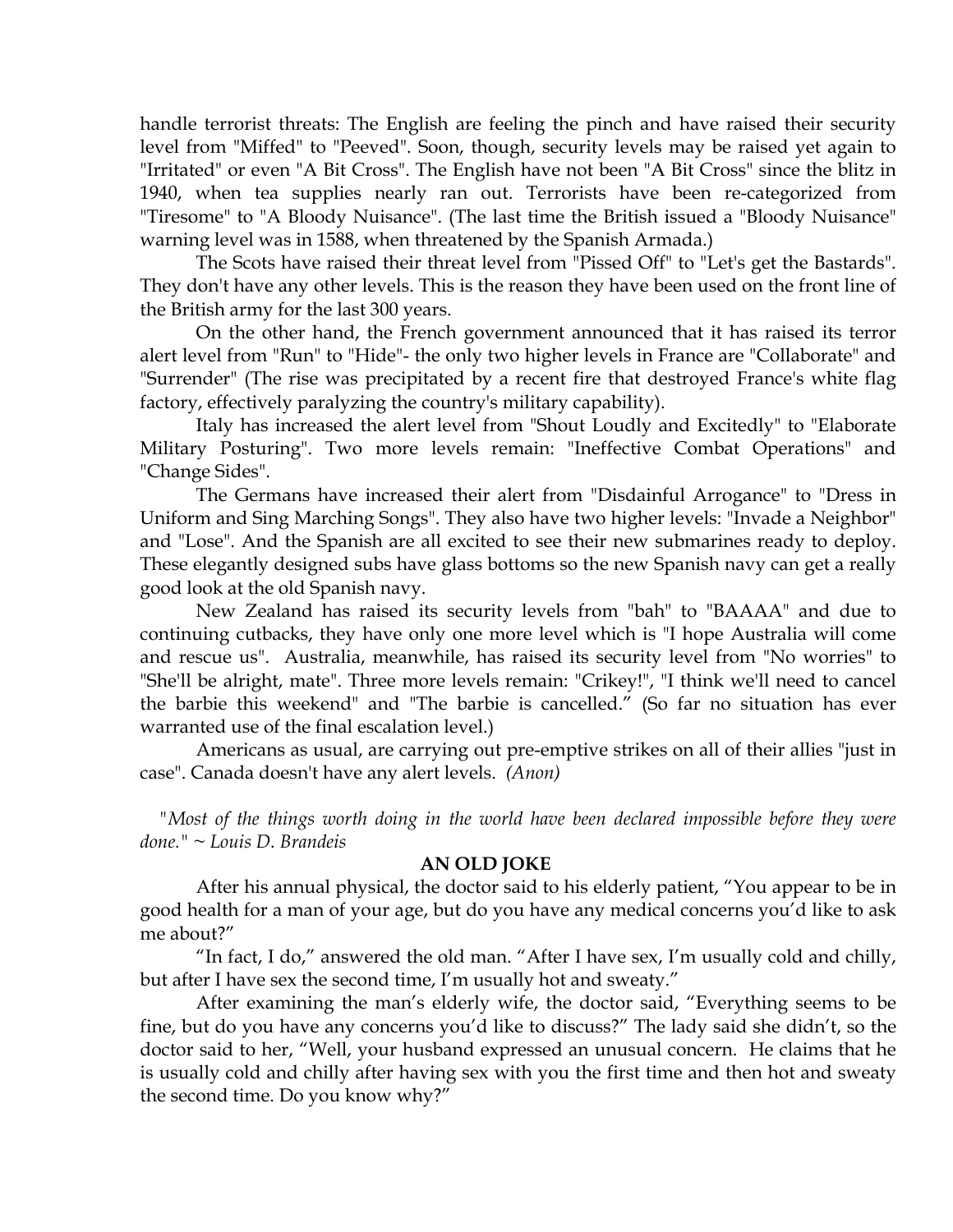handle terrorist threats: The English are feeling the pinch and have raised their security level from "Miffed" to "Peeved". Soon, though, security levels may be raised yet again to "Irritated" or even "A Bit Cross". The English have not been "A Bit Cross" since the blitz in 1940, when tea supplies nearly ran out. Terrorists have been re-categorized from "Tiresome" to "A Bloody Nuisance". (The last time the British issued a "Bloody Nuisance" warning level was in 1588, when threatened by the Spanish Armada.)

The Scots have raised their threat level from "Pissed Off" to "Let's get the Bastards". They don't have any other levels. This is the reason they have been used on the front line of the British army for the last 300 years.

On the other hand, the French government announced that it has raised its terror alert level from "Run" to "Hide"- the only two higher levels in France are "Collaborate" and "Surrender" (The rise was precipitated by a recent fire that destroyed France's white flag factory, effectively paralyzing the country's military capability).

Italy has increased the alert level from "Shout Loudly and Excitedly" to "Elaborate Military Posturing". Two more levels remain: "Ineffective Combat Operations" and "Change Sides".

The Germans have increased their alert from "Disdainful Arrogance" to "Dress in Uniform and Sing Marching Songs". They also have two higher levels: "Invade a Neighbor" and "Lose". And the Spanish are all excited to see their new submarines ready to deploy. These elegantly designed subs have glass bottoms so the new Spanish navy can get a really good look at the old Spanish navy.

New Zealand has raised its security levels from "bah" to "BAAAA" and due to continuing cutbacks, they have only one more level which is "I hope Australia will come and rescue us". Australia, meanwhile, has raised its security level from "No worries" to "She'll be alright, mate". Three more levels remain: "Crikey!", "I think we'll need to cancel the barbie this weekend" and "The barbie is cancelled." (So far no situation has ever warranted use of the final escalation level.)

Americans as usual, are carrying out pre-emptive strikes on all of their allies "just in case". Canada doesn't have any alert levels. *(Anon)*

*"Most of the things worth doing in the world have been declared impossible before they were done." ~ Louis D. Brandeis*

**AN OLD JOKE**

After his annual physical, the doctor said to his elderly patient, "You appear to be in good health for a man of your age, but do you have any medical concerns you'd like to ask me about?"

"In fact, I do," answered the old man. "After I have sex, I'm usually cold and chilly, but after I have sex the second time, I'm usually hot and sweaty."

After examining the man's elderly wife, the doctor said, "Everything seems to be fine, but do you have any concerns you'd like to discuss?" The lady said she didn't, so the doctor said to her, "Well, your husband expressed an unusual concern. He claims that he is usually cold and chilly after having sex with you the first time and then hot and sweaty the second time. Do you know why?"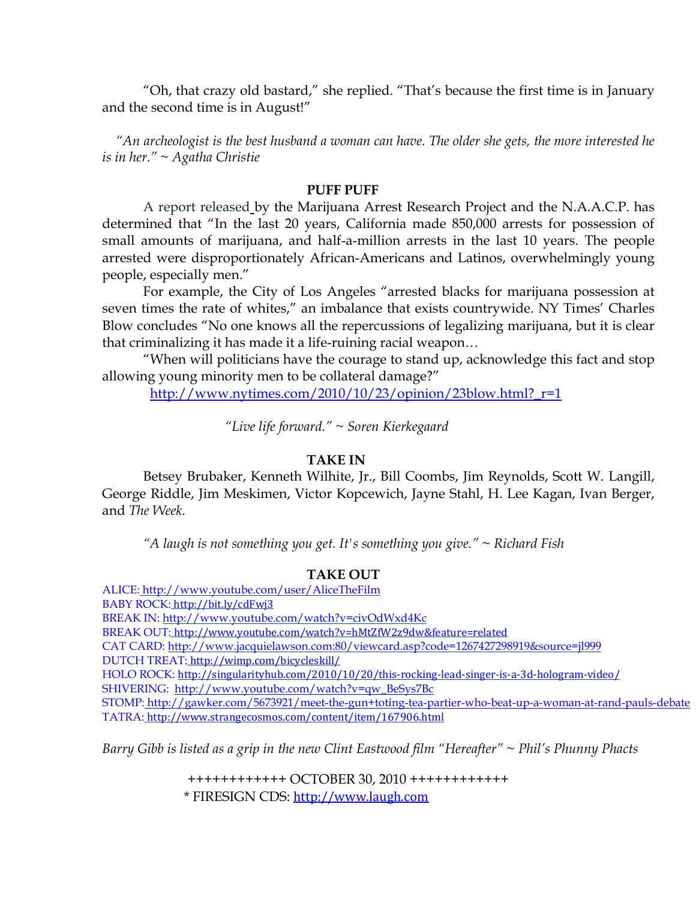"Oh, that crazy old bastard," she replied. "That's because the first time is in January and the second time is in August!"

*"An archeologist is the best husband a woman can have. The older she gets, the more interested he is in her." ~ Agatha Christie*

**PUFF PUFF**

A report released by the Marijuana Arrest Research Project and the N.A.A.C.P. has determined that "In the last 20 years, California made 850,000 arrests for possession of small amounts of marijuana, and half-a-million arrests in the last 10 years. The people arrested were disproportionately African-Americans and Latinos, overwhelmingly young people, especially men."

For example, the City of Los Angeles "arrested blacks for marijuana possession at seven times the rate of whites," an imbalance that exists countrywide. NY Times' Charles Blow concludes "No one knows all the repercussions of legalizing marijuana, but it is clear that criminalizing it has made it a life-ruining racial weapon…

"When will politicians have the courage to stand up, acknowledge this fact and stop allowing young minority men to be collateral damage?"

http://www.nytimes.com/2010/10/23/opinion/23blow.html?_r=1

*"Live life forward." ~ Soren Kierkegaard*

**TAKE IN**

Betsey Brubaker, Kenneth Wilhite, Jr., Bill Coombs, Jim Reynolds, Scott W. Langill, George Riddle, Jim Meskimen, Victor Kopcewich, Jayne Stahl, H. Lee Kagan, Ivan Berger, and *The Week.*

*"A laugh is not something you get. It's something you give." ~ Richard Fish*

**TAKE OUT**

ALICE: http://www.youtube.com/user/AliceTheFilm
BABY ROCK: http://bit.ly/cdFwj3
BREAK IN: http://www.youtube.com/watch?v=civOdWxd4Kc
BREAK OUT: http://www.youtube.com/watch?v=hMtZfW2z9dw&feature=related
CAT CARD: http://www.jacquielawson.com:80/viewcard.asp?code=1267427298919&source=jl999
DUTCH TREAT: http://wimp.com/bicycleskill/
HOLO ROCK: http://singularityhub.com/2010/10/20/this-rocking-lead-singer-is-a-3d-hologram-video/
SHIVERING: http://www.youtube.com/watch?v=qw_BeSys7Bc
STOMP: http://gawker.com/5673921/meet-the-gun+toting-tea-partier-who-beat-up-a-woman-at-rand-pauls-debate
TATRA: http://www.strangecosmos.com/content/item/167906.html

*Barry Gibb is listed as a grip in the new Clint Eastwood film "Hereafter" ~ Phil's Phunny Phacts*

++++++++++++ OCTOBER 30, 2010 ++++++++++++
* FIRESIGN CDS: http://www.laugh.com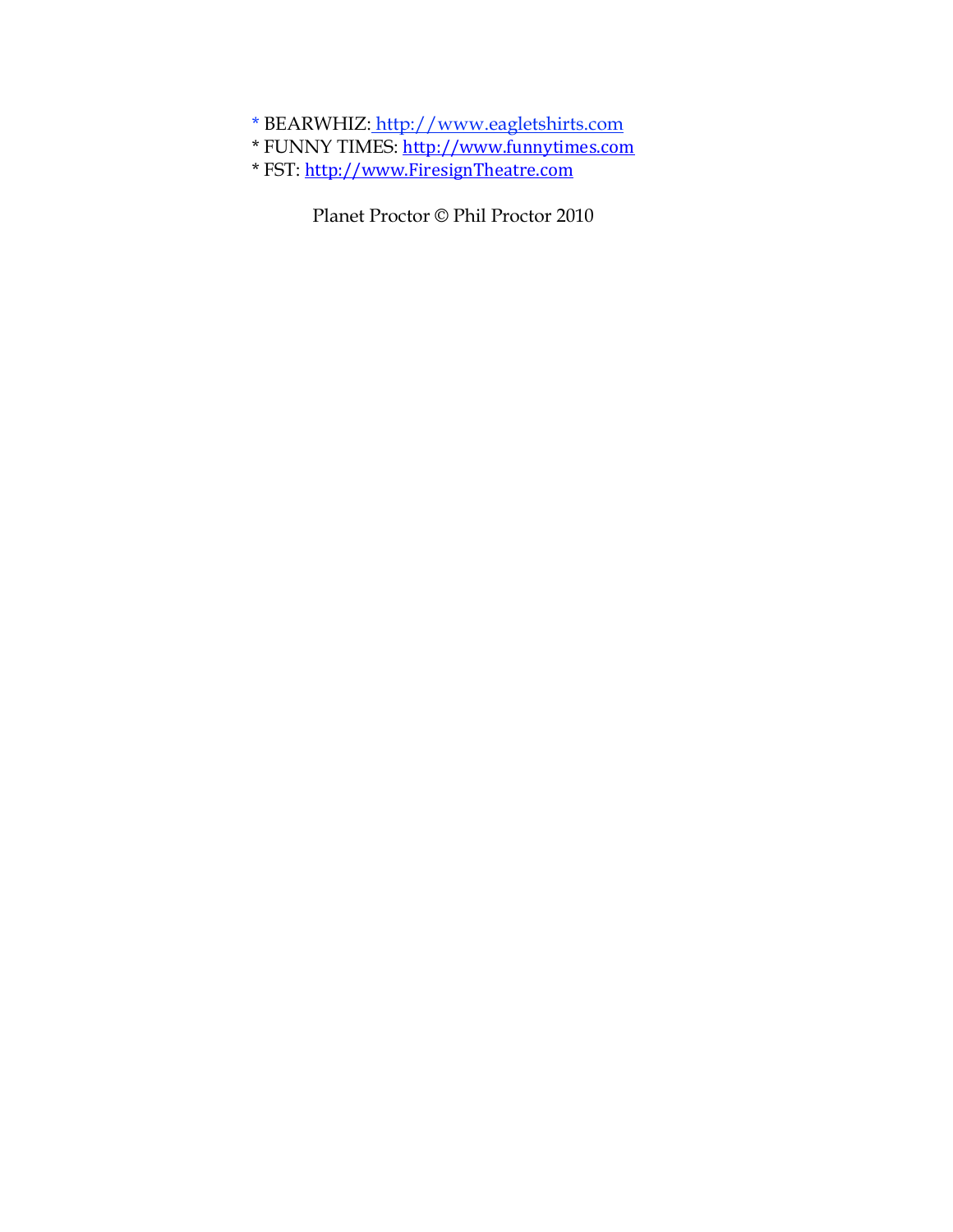* BEARWHIZ: http://www.eagletshirts.com
* FUNNY TIMES: http://www.funnytimes.com
* FST: http://www.FiresignTheatre.com

Planet Proctor © Phil Proctor 2010